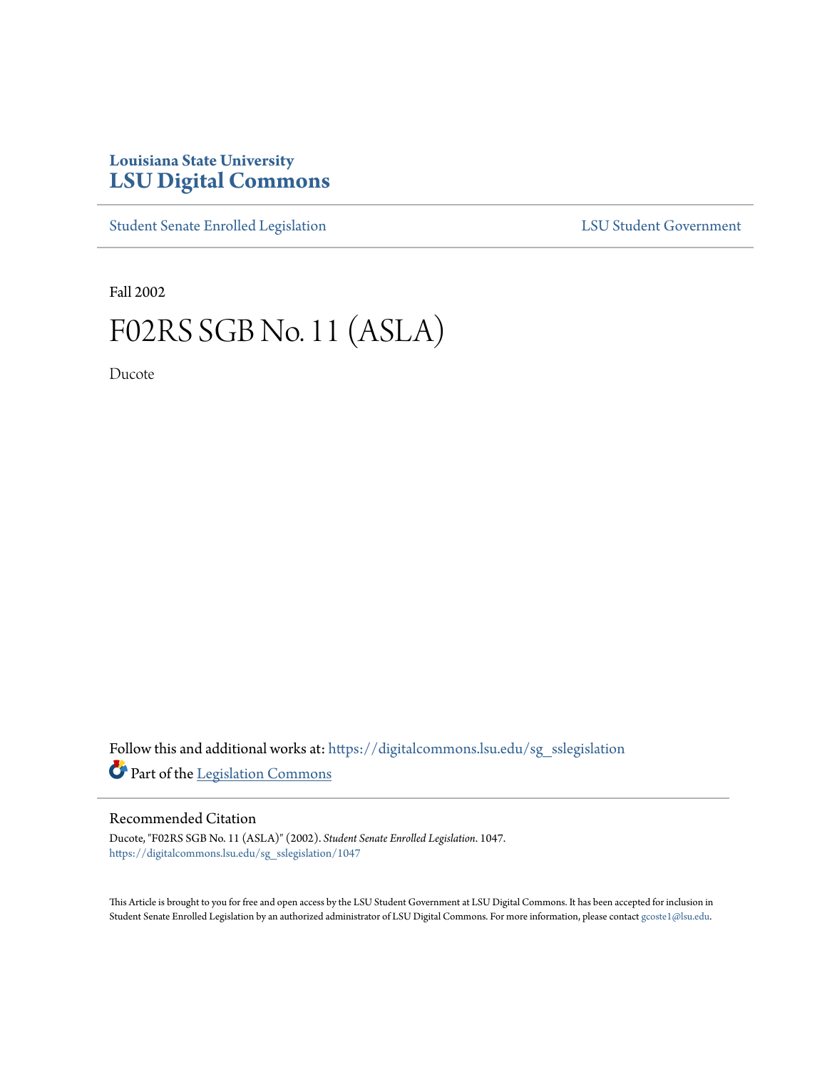Louisiana State University
**LSU Digital Commons**

Student Senate Enrolled Legislation | LSU Student Government

Fall 2002

# F02RS SGB No. 11 (ASLA)

Ducote

Follow this and additional works at: https://digitalcommons.lsu.edu/sg_sslegislation

Part of the Legislation Commons

## Recommended Citation

Ducote, "F02RS SGB No. 11 (ASLA)" (2002). *Student Senate Enrolled Legislation*. 1047.
https://digitalcommons.lsu.edu/sg_sslegislation/1047

This Article is brought to you for free and open access by the LSU Student Government at LSU Digital Commons. It has been accepted for inclusion in Student Senate Enrolled Legislation by an authorized administrator of LSU Digital Commons. For more information, please contact gcoste1@lsu.edu.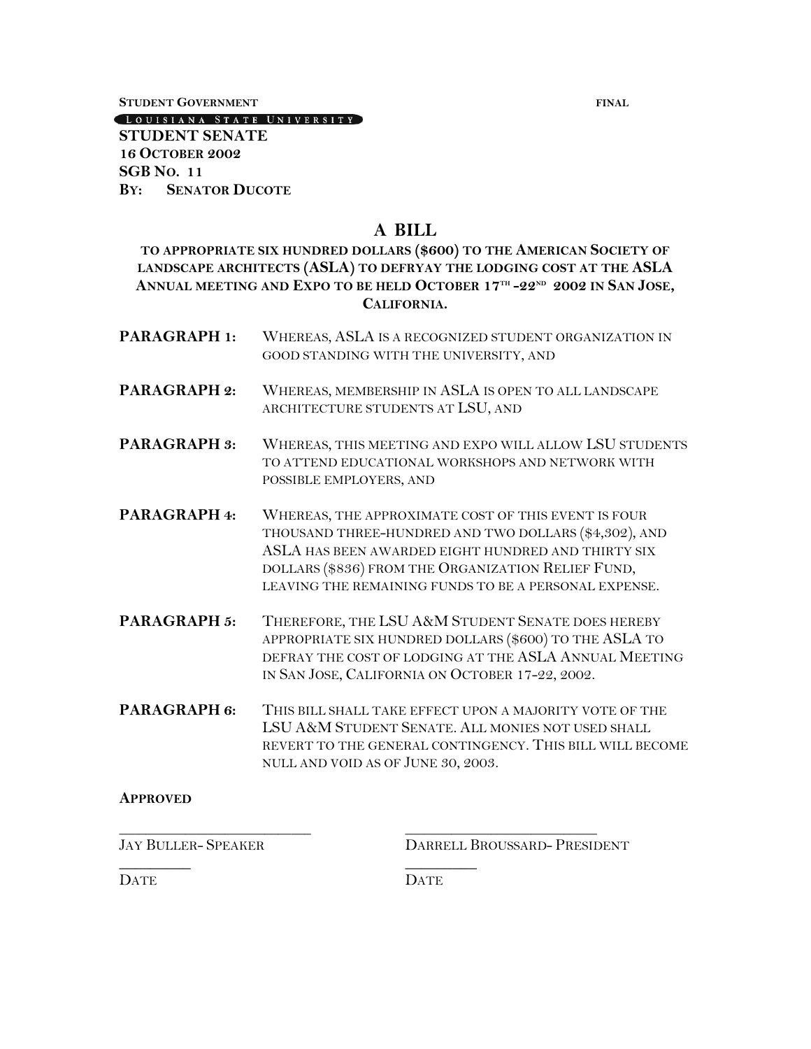**STUDENT GOVERNMENT** **FINAL**

LOUISIANA STATE UNIVERSITY

**STUDENT SENATE**
**16 OCTOBER 2002**
**SGB NO. 11**
**BY: SENATOR DUCOTE**

# A BILL

## TO APPROPRIATE SIX HUNDRED DOLLARS ($600) TO THE AMERICAN SOCIETY OF LANDSCAPE ARCHITECTS (ASLA) TO DEFRYAY THE LODGING COST AT THE ASLA ANNUAL MEETING AND EXPO TO BE HELD OCTOBER 17TH -22ND 2002 IN SAN JOSE, CALIFORNIA.

**PARAGRAPH 1:** WHEREAS, ASLA IS A RECOGNIZED STUDENT ORGANIZATION IN GOOD STANDING WITH THE UNIVERSITY, AND

**PARAGRAPH 2:** WHEREAS, MEMBERSHIP IN ASLA IS OPEN TO ALL LANDSCAPE ARCHITECTURE STUDENTS AT LSU, AND

**PARAGRAPH 3:** WHEREAS, THIS MEETING AND EXPO WILL ALLOW LSU STUDENTS TO ATTEND EDUCATIONAL WORKSHOPS AND NETWORK WITH POSSIBLE EMPLOYERS, AND

**PARAGRAPH 4:** WHEREAS, THE APPROXIMATE COST OF THIS EVENT IS FOUR THOUSAND THREE-HUNDRED AND TWO DOLLARS ($4,302), AND ASLA HAS BEEN AWARDED EIGHT HUNDRED AND THIRTY SIX DOLLARS ($836) FROM THE ORGANIZATION RELIEF FUND, LEAVING THE REMAINING FUNDS TO BE A PERSONAL EXPENSE.

**PARAGRAPH 5:** THEREFORE, THE LSU A&M STUDENT SENATE DOES HEREBY APPROPRIATE SIX HUNDRED DOLLARS ($600) TO THE ASLA TO DEFRAY THE COST OF LODGING AT THE ASLA ANNUAL MEETING IN SAN JOSE, CALIFORNIA ON OCTOBER 17-22, 2002.

**PARAGRAPH 6:** THIS BILL SHALL TAKE EFFECT UPON A MAJORITY VOTE OF THE LSU A&M STUDENT SENATE. ALL MONIES NOT USED SHALL REVERT TO THE GENERAL CONTINGENCY. THIS BILL WILL BECOME NULL AND VOID AS OF JUNE 30, 2003.

**APPROVED**

_________________________ _________________________
JAY BULLER- SPEAKER DARRELL BROUSSARD- PRESIDENT

_________ _________
DATE DATE